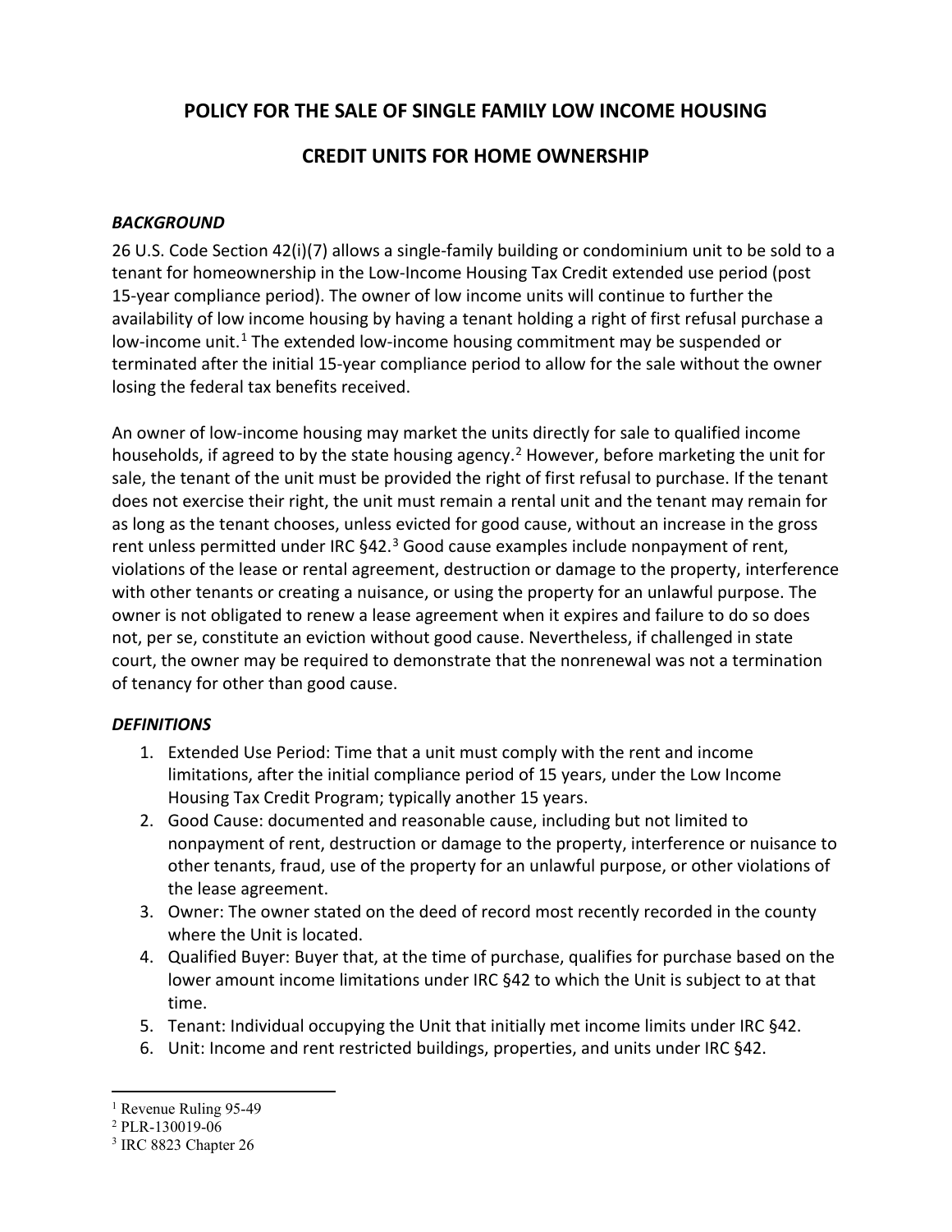# POLICY FOR THE SALE OF SINGLE FAMILY LOW INCOME HOUSING CREDIT UNITS FOR HOME OWNERSHIP

### *BACKGROUND*

26 U.S. Code Section 42(i)(7) allows a single-family building or condominium unit to be sold to a tenant for homeownership in the Low-Income Housing Tax Credit extended use period (post 15-year compliance period). The owner of low income units will continue to further the availability of low income housing by having a tenant holding a right of first refusal purchase a low-income unit.[1] The extended low-income housing commitment may be suspended or terminated after the initial 15-year compliance period to allow for the sale without the owner losing the federal tax benefits received.

An owner of low-income housing may market the units directly for sale to qualified income households, if agreed to by the state housing agency.[2] However, before marketing the unit for sale, the tenant of the unit must be provided the right of first refusal to purchase. If the tenant does not exercise their right, the unit must remain a rental unit and the tenant may remain for as long as the tenant chooses, unless evicted for good cause, without an increase in the gross rent unless permitted under IRC §42.[3] Good cause examples include nonpayment of rent, violations of the lease or rental agreement, destruction or damage to the property, interference with other tenants or creating a nuisance, or using the property for an unlawful purpose. The owner is not obligated to renew a lease agreement when it expires and failure to do so does not, per se, constitute an eviction without good cause. Nevertheless, if challenged in state court, the owner may be required to demonstrate that the nonrenewal was not a termination of tenancy for other than good cause.

### *DEFINITIONS*

1. Extended Use Period: Time that a unit must comply with the rent and income limitations, after the initial compliance period of 15 years, under the Low Income Housing Tax Credit Program; typically another 15 years.
2. Good Cause: documented and reasonable cause, including but not limited to nonpayment of rent, destruction or damage to the property, interference or nuisance to other tenants, fraud, use of the property for an unlawful purpose, or other violations of the lease agreement.
3. Owner: The owner stated on the deed of record most recently recorded in the county where the Unit is located.
4. Qualified Buyer: Buyer that, at the time of purchase, qualifies for purchase based on the lower amount income limitations under IRC §42 to which the Unit is subject to at that time.
5. Tenant: Individual occupying the Unit that initially met income limits under IRC §42.
6. Unit: Income and rent restricted buildings, properties, and units under IRC §42.

---

[1] Revenue Ruling 95-49

[2] PLR-130019-06

[3] IRC 8823 Chapter 26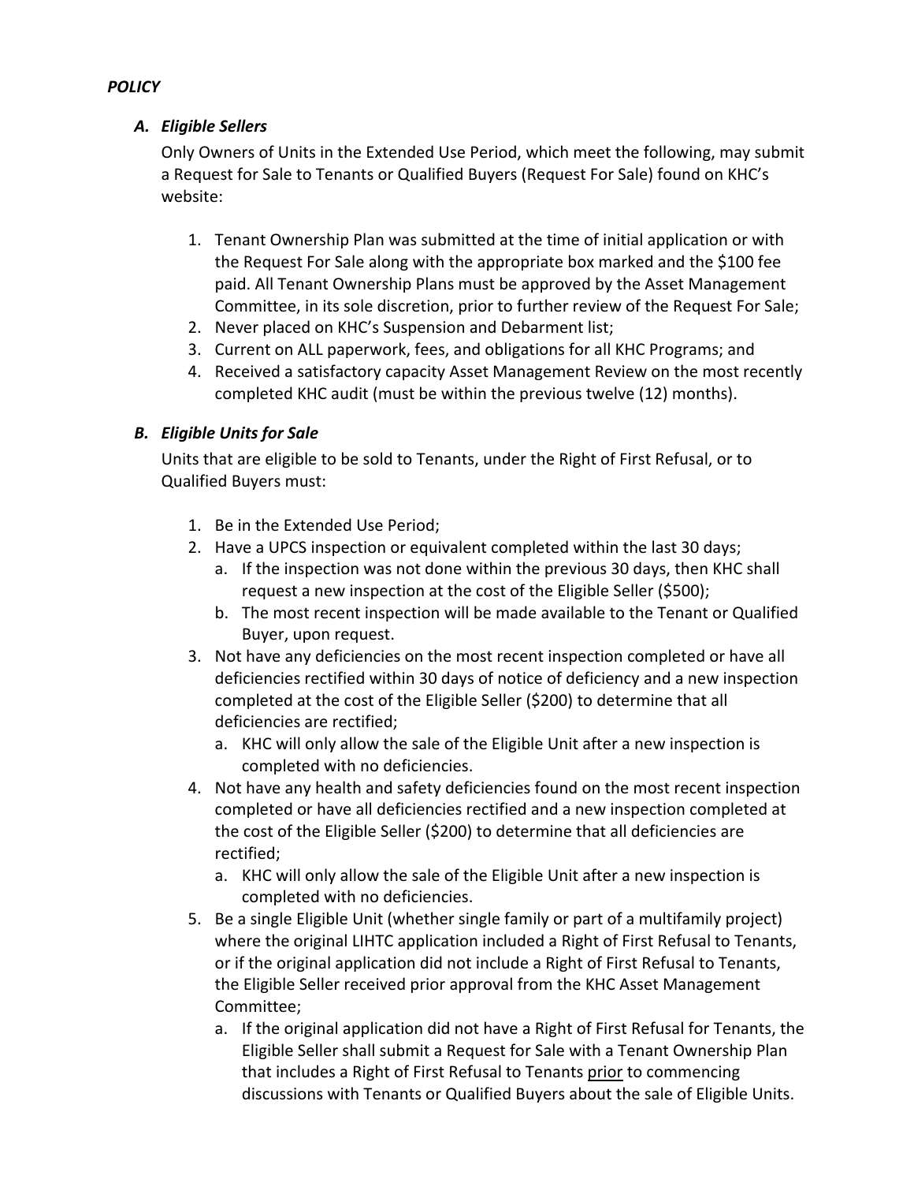***POLICY***

***A. Eligible Sellers***

Only Owners of Units in the Extended Use Period, which meet the following, may submit a Request for Sale to Tenants or Qualified Buyers (Request For Sale) found on KHC's website:

1. Tenant Ownership Plan was submitted at the time of initial application or with the Request For Sale along with the appropriate box marked and the $100 fee paid. All Tenant Ownership Plans must be approved by the Asset Management Committee, in its sole discretion, prior to further review of the Request For Sale;
2. Never placed on KHC's Suspension and Debarment list;
3. Current on ALL paperwork, fees, and obligations for all KHC Programs; and
4. Received a satisfactory capacity Asset Management Review on the most recently completed KHC audit (must be within the previous twelve (12) months).

***B. Eligible Units for Sale***

Units that are eligible to be sold to Tenants, under the Right of First Refusal, or to Qualified Buyers must:

1. Be in the Extended Use Period;
2. Have a UPCS inspection or equivalent completed within the last 30 days;
   a. If the inspection was not done within the previous 30 days, then KHC shall request a new inspection at the cost of the Eligible Seller ($500);
   b. The most recent inspection will be made available to the Tenant or Qualified Buyer, upon request.
3. Not have any deficiencies on the most recent inspection completed or have all deficiencies rectified within 30 days of notice of deficiency and a new inspection completed at the cost of the Eligible Seller ($200) to determine that all deficiencies are rectified;
   a. KHC will only allow the sale of the Eligible Unit after a new inspection is completed with no deficiencies.
4. Not have any health and safety deficiencies found on the most recent inspection completed or have all deficiencies rectified and a new inspection completed at the cost of the Eligible Seller ($200) to determine that all deficiencies are rectified;
   a. KHC will only allow the sale of the Eligible Unit after a new inspection is completed with no deficiencies.
5. Be a single Eligible Unit (whether single family or part of a multifamily project) where the original LIHTC application included a Right of First Refusal to Tenants, or if the original application did not include a Right of First Refusal to Tenants, the Eligible Seller received prior approval from the KHC Asset Management Committee;
   a. If the original application did not have a Right of First Refusal for Tenants, the Eligible Seller shall submit a Request for Sale with a Tenant Ownership Plan that includes a Right of First Refusal to Tenants <u>prior</u> to commencing discussions with Tenants or Qualified Buyers about the sale of Eligible Units.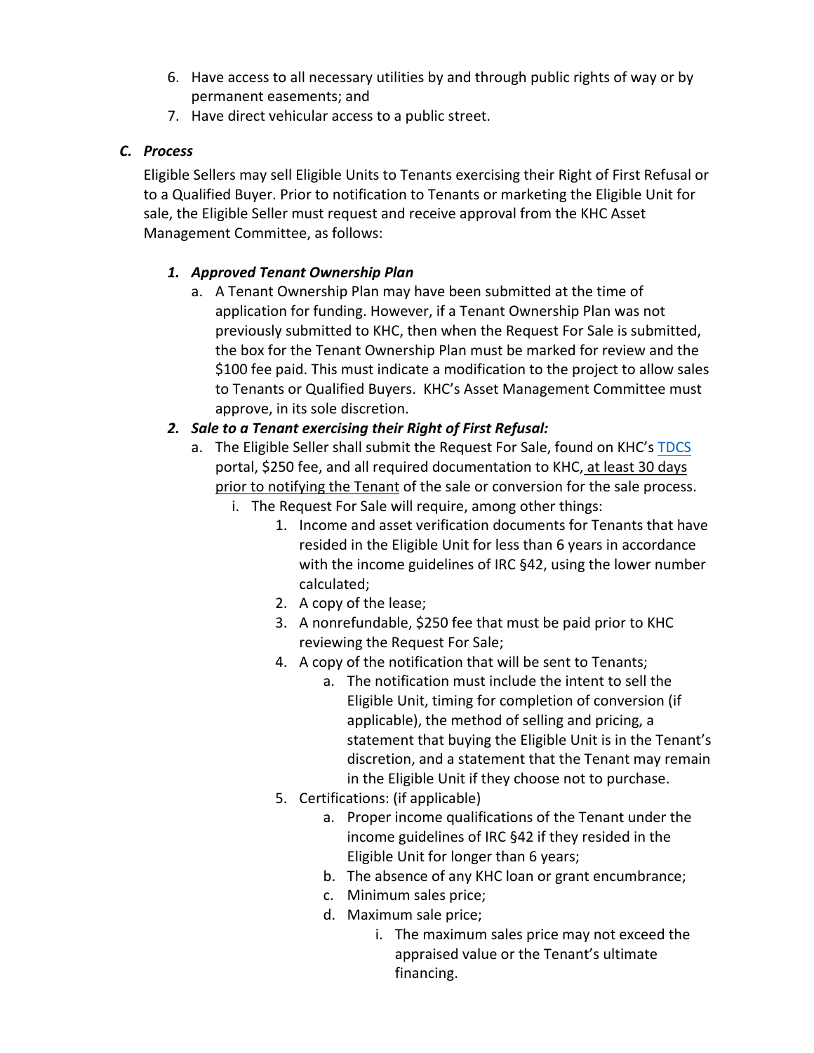6. Have access to all necessary utilities by and through public rights of way or by permanent easements; and
7. Have direct vehicular access to a public street.

### *C. Process*

Eligible Sellers may sell Eligible Units to Tenants exercising their Right of First Refusal or to a Qualified Buyer. Prior to notification to Tenants or marketing the Eligible Unit for sale, the Eligible Seller must request and receive approval from the KHC Asset Management Committee, as follows:

1. ***Approved Tenant Ownership Plan***
   a. A Tenant Ownership Plan may have been submitted at the time of application for funding. However, if a Tenant Ownership Plan was not previously submitted to KHC, then when the Request For Sale is submitted, the box for the Tenant Ownership Plan must be marked for review and the $100 fee paid. This must indicate a modification to the project to allow sales to Tenants or Qualified Buyers. KHC's Asset Management Committee must approve, in its sole discretion.
2. ***Sale to a Tenant exercising their Right of First Refusal:***
   a. The Eligible Seller shall submit the Request For Sale, found on KHC's [TDCS](TDCS) portal, $250 fee, and all required documentation to KHC, <u>at least 30 days prior to notifying the Tenant</u> of the sale or conversion for the sale process.
      i. The Request For Sale will require, among other things:
         1. Income and asset verification documents for Tenants that have resided in the Eligible Unit for less than 6 years in accordance with the income guidelines of IRC §42, using the lower number calculated;
         2. A copy of the lease;
         3. A nonrefundable, $250 fee that must be paid prior to KHC reviewing the Request For Sale;
         4. A copy of the notification that will be sent to Tenants;
            a. The notification must include the intent to sell the Eligible Unit, timing for completion of conversion (if applicable), the method of selling and pricing, a statement that buying the Eligible Unit is in the Tenant's discretion, and a statement that the Tenant may remain in the Eligible Unit if they choose not to purchase.
         5. Certifications: (if applicable)
            a. Proper income qualifications of the Tenant under the income guidelines of IRC §42 if they resided in the Eligible Unit for longer than 6 years;
            b. The absence of any KHC loan or grant encumbrance;
            c. Minimum sales price;
            d. Maximum sale price;
               i. The maximum sales price may not exceed the appraised value or the Tenant's ultimate financing.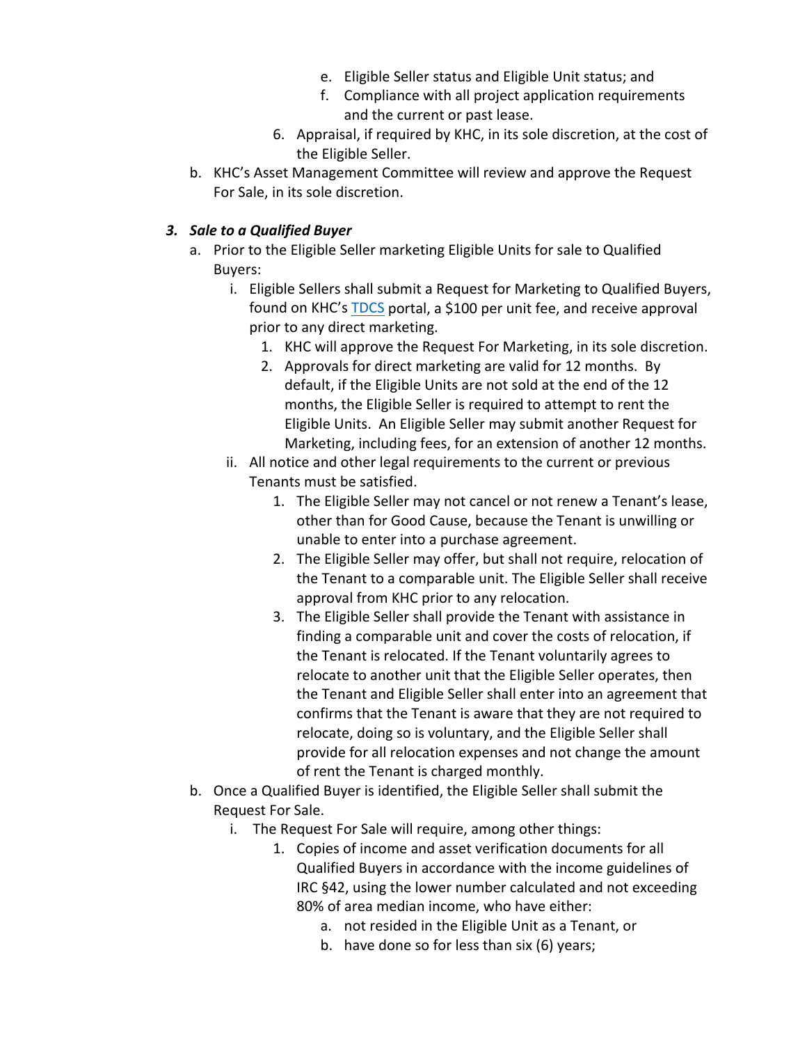e. Eligible Seller status and Eligible Unit status; and
      f. Compliance with all project application requirements and the current or past lease.
   6. Appraisal, if required by KHC, in its sole discretion, at the cost of the Eligible Seller.

b. KHC's Asset Management Committee will review and approve the Request For Sale, in its sole discretion.

### *3. Sale to a Qualified Buyer*

a. Prior to the Eligible Seller marketing Eligible Units for sale to Qualified Buyers:
   i. Eligible Sellers shall submit a Request for Marketing to Qualified Buyers, found on KHC's TDCS portal, a $100 per unit fee, and receive approval prior to any direct marketing.
      1. KHC will approve the Request For Marketing, in its sole discretion.
      2. Approvals for direct marketing are valid for 12 months. By default, if the Eligible Units are not sold at the end of the 12 months, the Eligible Seller is required to attempt to rent the Eligible Units. An Eligible Seller may submit another Request for Marketing, including fees, for an extension of another 12 months.
   ii. All notice and other legal requirements to the current or previous Tenants must be satisfied.
      1. The Eligible Seller may not cancel or not renew a Tenant's lease, other than for Good Cause, because the Tenant is unwilling or unable to enter into a purchase agreement.
      2. The Eligible Seller may offer, but shall not require, relocation of the Tenant to a comparable unit. The Eligible Seller shall receive approval from KHC prior to any relocation.
      3. The Eligible Seller shall provide the Tenant with assistance in finding a comparable unit and cover the costs of relocation, if the Tenant is relocated. If the Tenant voluntarily agrees to relocate to another unit that the Eligible Seller operates, then the Tenant and Eligible Seller shall enter into an agreement that confirms that the Tenant is aware that they are not required to relocate, doing so is voluntary, and the Eligible Seller shall provide for all relocation expenses and not change the amount of rent the Tenant is charged monthly.

b. Once a Qualified Buyer is identified, the Eligible Seller shall submit the Request For Sale.
   i. The Request For Sale will require, among other things:
      1. Copies of income and asset verification documents for all Qualified Buyers in accordance with the income guidelines of IRC §42, using the lower number calculated and not exceeding 80% of area median income, who have either:
         a. not resided in the Eligible Unit as a Tenant, or
         b. have done so for less than six (6) years;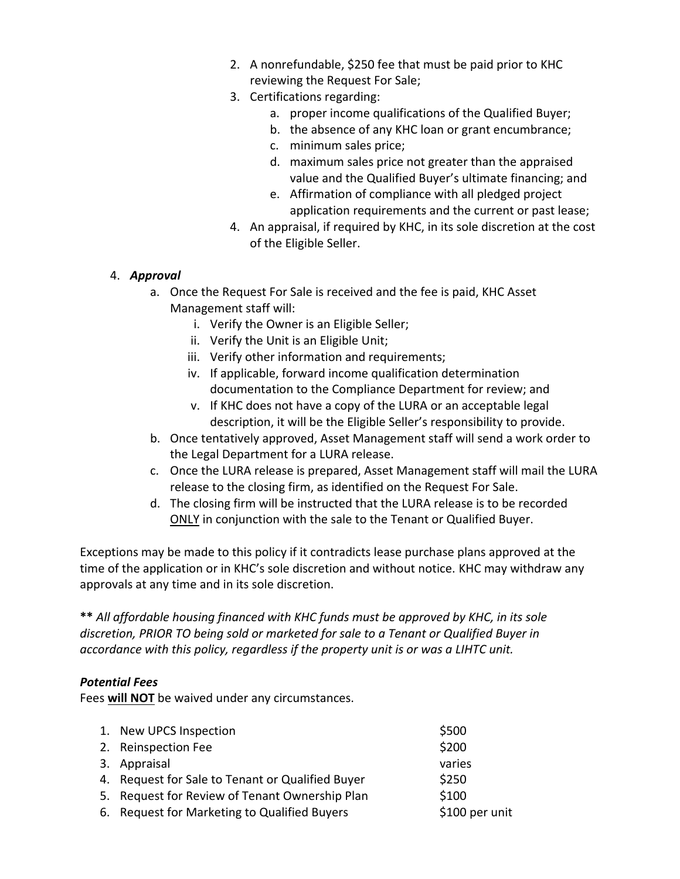2. A nonrefundable, $250 fee that must be paid prior to KHC reviewing the Request For Sale;
3. Certifications regarding:
    a. proper income qualifications of the Qualified Buyer;
    b. the absence of any KHC loan or grant encumbrance;
    c. minimum sales price;
    d. maximum sales price not greater than the appraised value and the Qualified Buyer's ultimate financing; and
    e. Affirmation of compliance with all pledged project application requirements and the current or past lease;
4. An appraisal, if required by KHC, in its sole discretion at the cost of the Eligible Seller.

4. ***Approval***
    a. Once the Request For Sale is received and the fee is paid, KHC Asset Management staff will:
        i. Verify the Owner is an Eligible Seller;
        ii. Verify the Unit is an Eligible Unit;
        iii. Verify other information and requirements;
        iv. If applicable, forward income qualification determination documentation to the Compliance Department for review; and
        v. If KHC does not have a copy of the LURA or an acceptable legal description, it will be the Eligible Seller's responsibility to provide.
    b. Once tentatively approved, Asset Management staff will send a work order to the Legal Department for a LURA release.
    c. Once the LURA release is prepared, Asset Management staff will mail the LURA release to the closing firm, as identified on the Request For Sale.
    d. The closing firm will be instructed that the LURA release is to be recorded <u>ONLY</u> in conjunction with the sale to the Tenant or Qualified Buyer.

Exceptions may be made to this policy if it contradicts lease purchase plans approved at the time of the application or in KHC's sole discretion and without notice. KHC may withdraw any approvals at any time and in its sole discretion.

**\*\*** *All affordable housing financed with KHC funds must be approved by KHC, in its sole discretion, PRIOR TO being sold or marketed for sale to a Tenant or Qualified Buyer in accordance with this policy, regardless if the property unit is or was a LIHTC unit.*

***Potential Fees***

Fees **<u>will NOT</u>** be waived under any circumstances.

| | |
|---|---|
| 1. New UPCS Inspection | $500 |
| 2. Reinspection Fee | $200 |
| 3. Appraisal | varies |
| 4. Request for Sale to Tenant or Qualified Buyer | $250 |
| 5. Request for Review of Tenant Ownership Plan | $100 |
| 6. Request for Marketing to Qualified Buyers | $100 per unit |